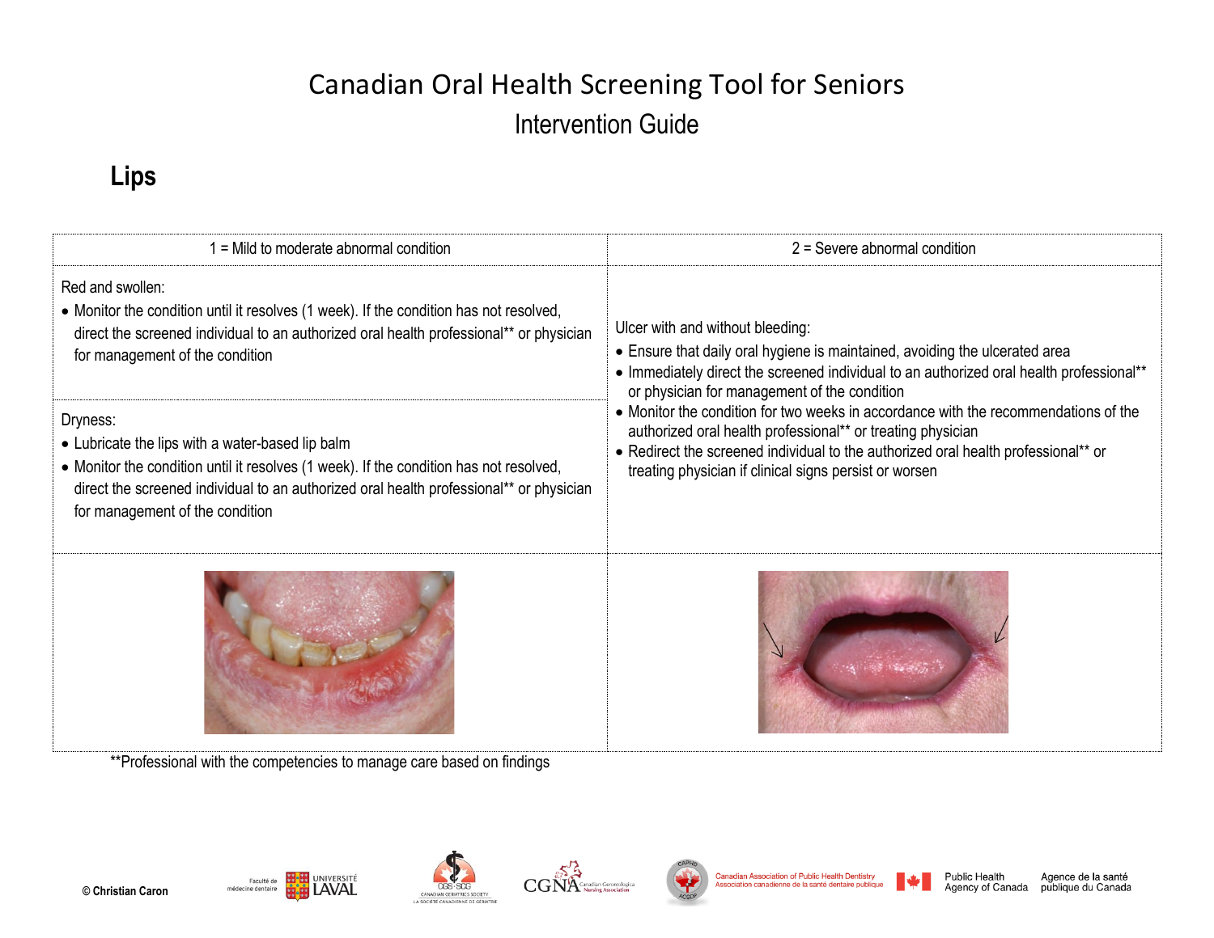# Canadian Oral Health Screening Tool for Seniors

## Intervention Guide

### Lips

| 1 = Mild to moderate abnormal condition | 2 = Severe abnormal condition |
|---|---|
| Red and swollen:<br>• Monitor the condition until it resolves (1 week). If the condition has not resolved, direct the screened individual to an authorized oral health professional** or physician for management of the condition<br><br>Dryness:<br>• Lubricate the lips with a water-based lip balm<br>• Monitor the condition until it resolves (1 week). If the condition has not resolved, direct the screened individual to an authorized oral health professional** or physician for management of the condition | Ulcer with and without bleeding:<br>• Ensure that daily oral hygiene is maintained, avoiding the ulcerated area<br>• Immediately direct the screened individual to an authorized oral health professional** or physician for management of the condition<br>• Monitor the condition for two weeks in accordance with the recommendations of the authorized oral health professional** or treating physician<br>• Redirect the screened individual to the authorized oral health professional** or treating physician if clinical signs persist or worsen |

**Professional with the competencies to manage care based on findings

© Christian Caron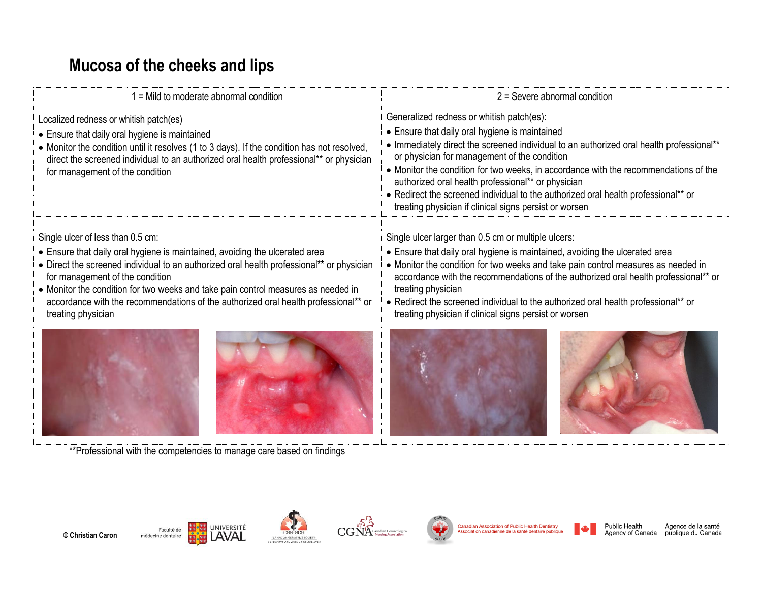# Mucosa of the cheeks and lips

| 1 = Mild to moderate abnormal condition | 2 = Severe abnormal condition |
|---|---|
| Localized redness or whitish patch(es)<br>• Ensure that daily oral hygiene is maintained<br>• Monitor the condition until it resolves (1 to 3 days). If the condition has not resolved, direct the screened individual to an authorized oral health professional** or physician for management of the condition | Generalized redness or whitish patch(es):<br>• Ensure that daily oral hygiene is maintained<br>• Immediately direct the screened individual to an authorized oral health professional** or physician for management of the condition<br>• Monitor the condition for two weeks, in accordance with the recommendations of the authorized oral health professional** or physician<br>• Redirect the screened individual to the authorized oral health professional** or treating physician if clinical signs persist or worsen |
| Single ulcer of less than 0.5 cm:<br>• Ensure that daily oral hygiene is maintained, avoiding the ulcerated area<br>• Direct the screened individual to an authorized oral health professional** or physician for management of the condition<br>• Monitor the condition for two weeks and take pain control measures as needed in accordance with the recommendations of the authorized oral health professional** or treating physician | Single ulcer larger than 0.5 cm or multiple ulcers:<br>• Ensure that daily oral hygiene is maintained, avoiding the ulcerated area<br>• Monitor the condition for two weeks and take pain control measures as needed in accordance with the recommendations of the authorized oral health professional** or treating physician<br>• Redirect the screened individual to the authorized oral health professional** or treating physician if clinical signs persist or worsen |

**Professional with the competencies to manage care based on findings

© Christian Caron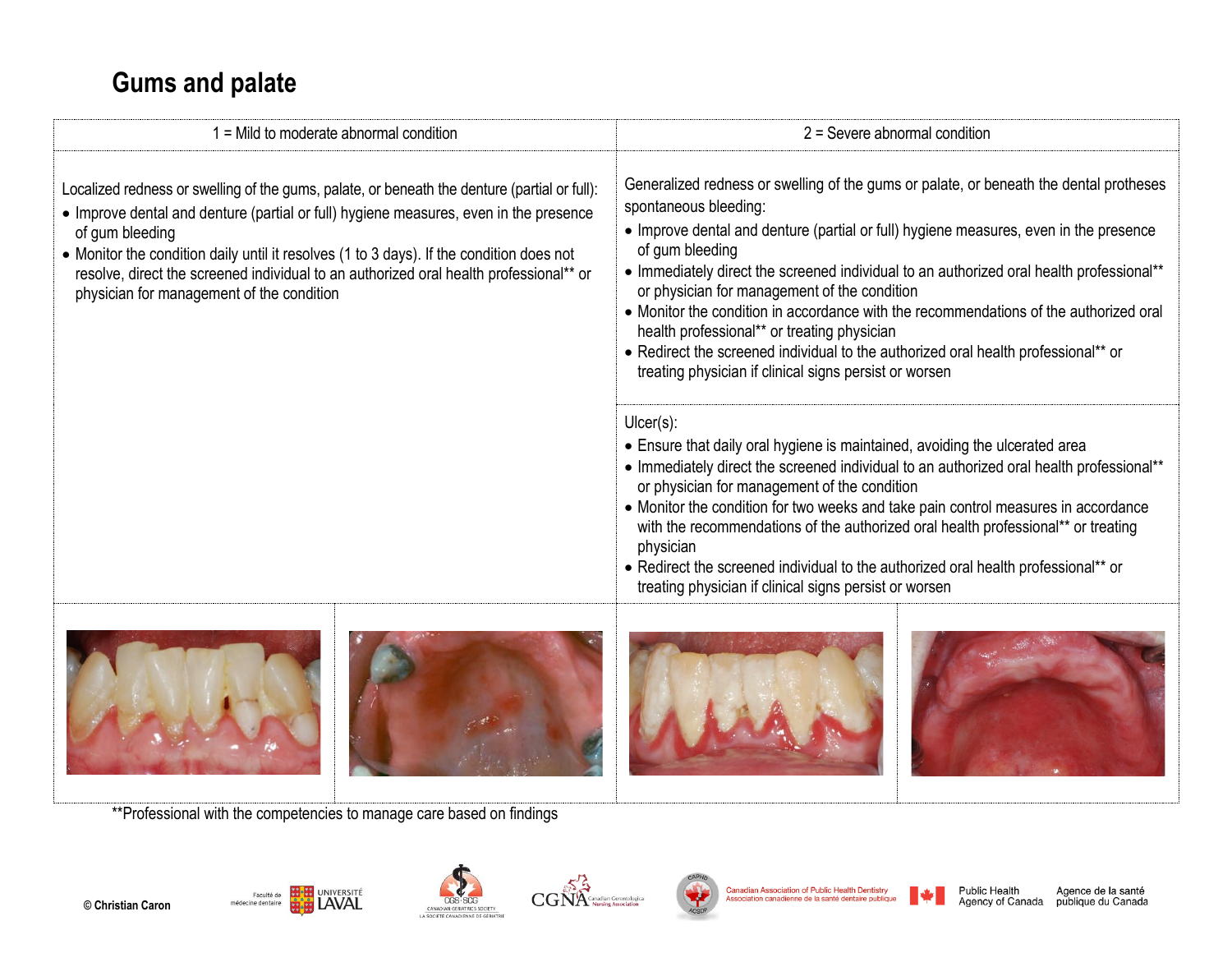# Gums and palate

| 1 = Mild to moderate abnormal condition | 2 = Severe abnormal condition |
|---|---|
| Localized redness or swelling of the gums, palate, or beneath the denture (partial or full):<br>• Improve dental and denture (partial or full) hygiene measures, even in the presence of gum bleeding<br>• Monitor the condition daily until it resolves (1 to 3 days). If the condition does not resolve, direct the screened individual to an authorized oral health professional** or physician for management of the condition | Generalized redness or swelling of the gums or palate, or beneath the dental protheses spontaneous bleeding:<br>• Improve dental and denture (partial or full) hygiene measures, even in the presence of gum bleeding<br>• Immediately direct the screened individual to an authorized oral health professional** or physician for management of the condition<br>• Monitor the condition in accordance with the recommendations of the authorized oral health professional** or treating physician<br>• Redirect the screened individual to the authorized oral health professional** or treating physician if clinical signs persist or worsen |
| | Ulcer(s):<br>• Ensure that daily oral hygiene is maintained, avoiding the ulcerated area<br>• Immediately direct the screened individual to an authorized oral health professional** or physician for management of the condition<br>• Monitor the condition for two weeks and take pain control measures in accordance with the recommendations of the authorized oral health professional** or treating physician<br>• Redirect the screened individual to the authorized oral health professional** or treating physician if clinical signs persist or worsen |

**Professional with the competencies to manage care based on findings

© Christian Caron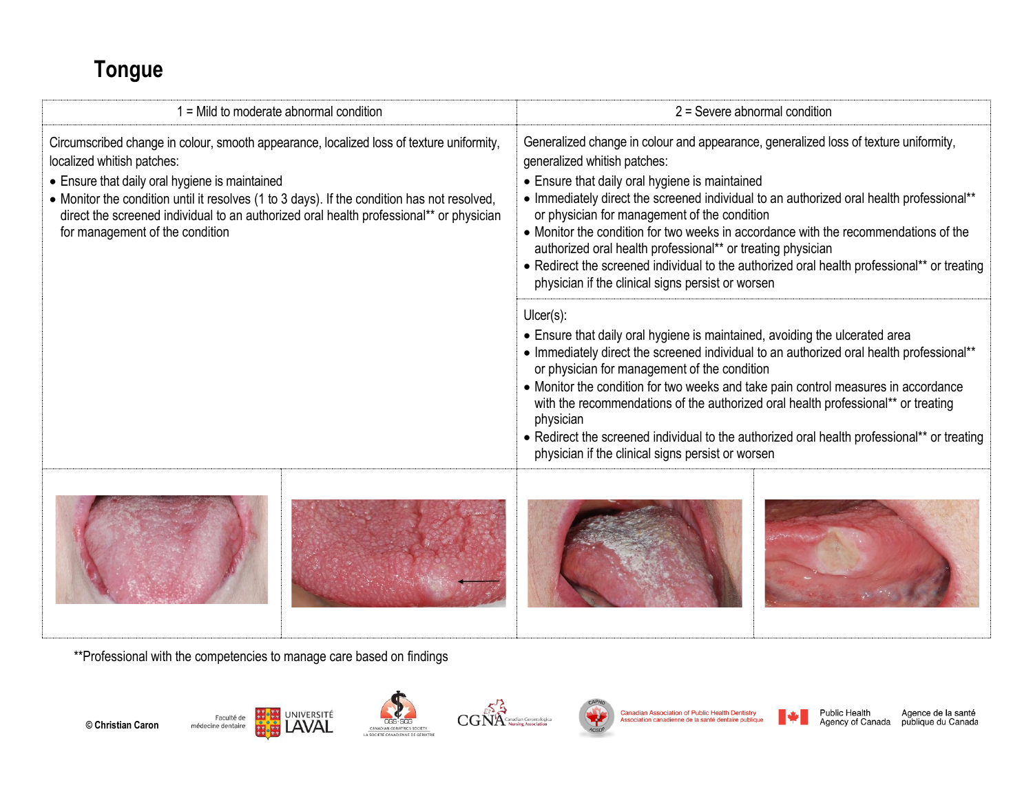# Tongue

| 1 = Mild to moderate abnormal condition | 2 = Severe abnormal condition |
| --- | --- |
| Circumscribed change in colour, smooth appearance, localized loss of texture uniformity, localized whitish patches:<br>• Ensure that daily oral hygiene is maintained<br>• Monitor the condition until it resolves (1 to 3 days). If the condition has not resolved, direct the screened individual to an authorized oral health professional** or physician for management of the condition | Generalized change in colour and appearance, generalized loss of texture uniformity, generalized whitish patches:<br>• Ensure that daily oral hygiene is maintained<br>• Immediately direct the screened individual to an authorized oral health professional** or physician for management of the condition<br>• Monitor the condition for two weeks in accordance with the recommendations of the authorized oral health professional** or treating physician<br>• Redirect the screened individual to the authorized oral health professional** or treating physician if the clinical signs persist or worsen |
| | Ulcer(s):<br>• Ensure that daily oral hygiene is maintained, avoiding the ulcerated area<br>• Immediately direct the screened individual to an authorized oral health professional** or physician for management of the condition<br>• Monitor the condition for two weeks and take pain control measures in accordance with the recommendations of the authorized oral health professional** or treating physician<br>• Redirect the screened individual to the authorized oral health professional** or treating physician if the clinical signs persist or worsen |

**Professional with the competencies to manage care based on findings

© Christian Caron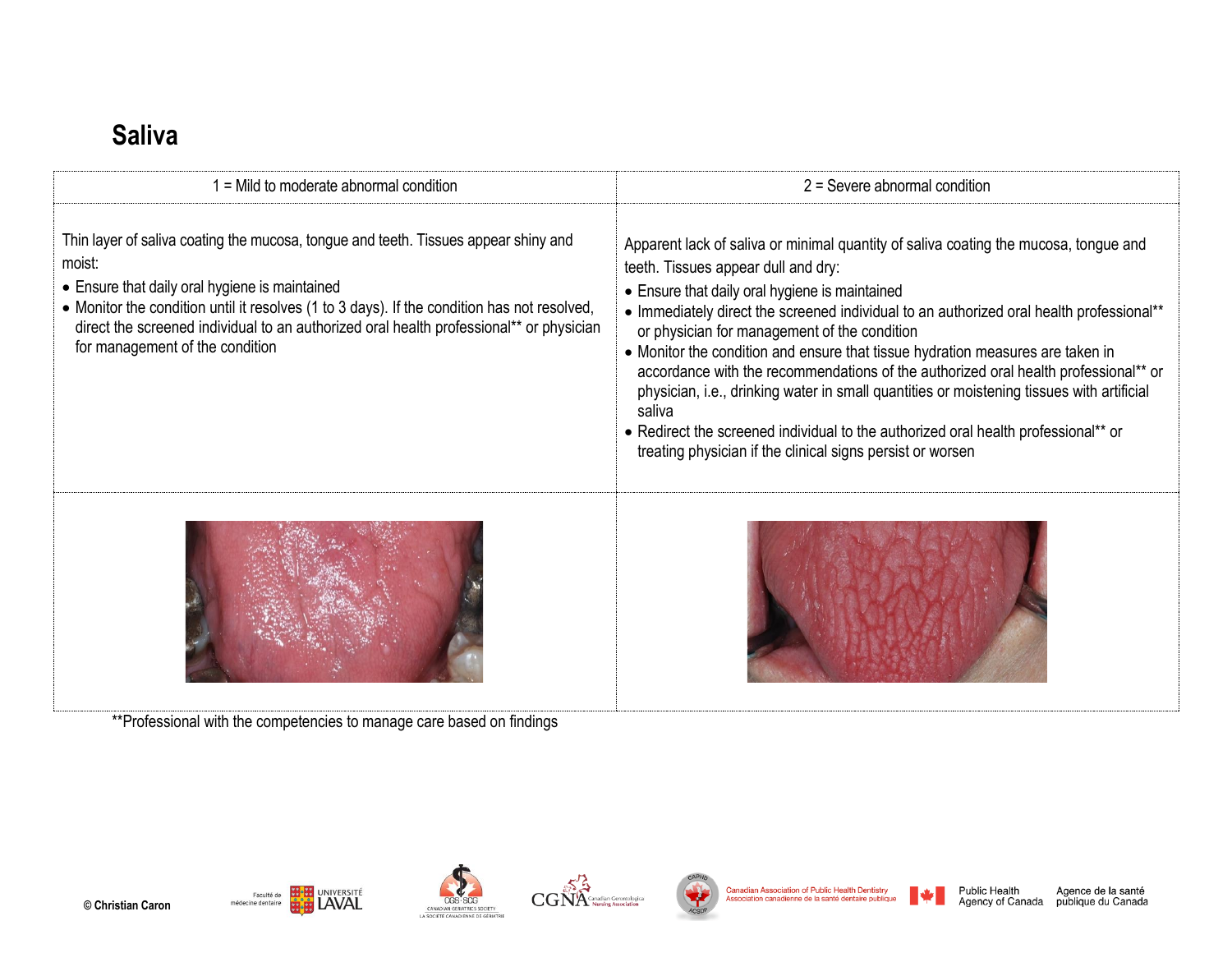## Saliva

| 1 = Mild to moderate abnormal condition | 2 = Severe abnormal condition |
|---|---|
| Thin layer of saliva coating the mucosa, tongue and teeth. Tissues appear shiny and moist:<br>• Ensure that daily oral hygiene is maintained<br>• Monitor the condition until it resolves (1 to 3 days). If the condition has not resolved, direct the screened individual to an authorized oral health professional** or physician for management of the condition | Apparent lack of saliva or minimal quantity of saliva coating the mucosa, tongue and teeth. Tissues appear dull and dry:<br>• Ensure that daily oral hygiene is maintained<br>• Immediately direct the screened individual to an authorized oral health professional** or physician for management of the condition<br>• Monitor the condition and ensure that tissue hydration measures are taken in accordance with the recommendations of the authorized oral health professional** or physician, i.e., drinking water in small quantities or moistening tissues with artificial saliva<br>• Redirect the screened individual to the authorized oral health professional** or treating physician if the clinical signs persist or worsen |

**Professional with the competencies to manage care based on findings

© Christian Caron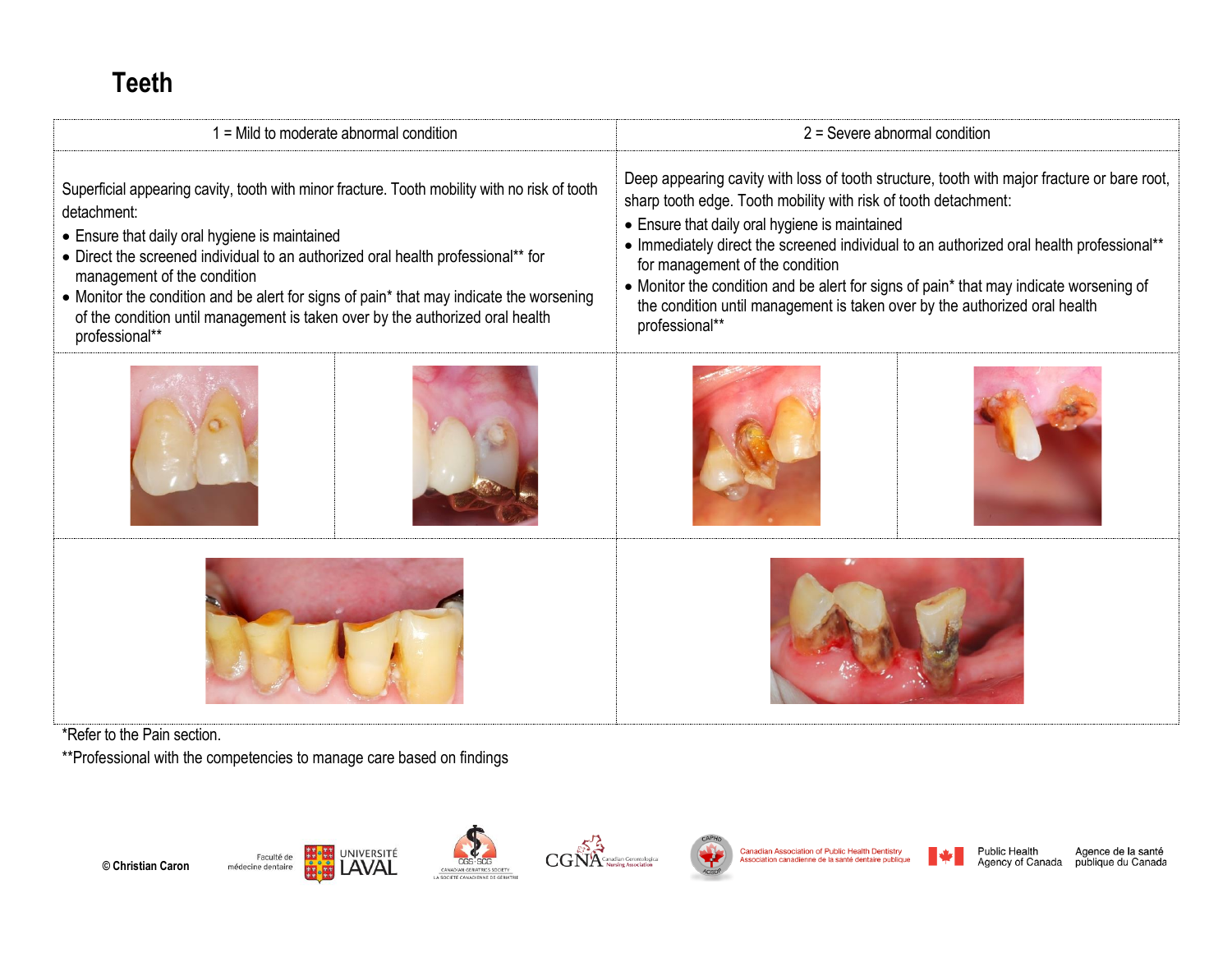# Teeth

| 1 = Mild to moderate abnormal condition | 2 = Severe abnormal condition |
|---|---|
| Superficial appearing cavity, tooth with minor fracture. Tooth mobility with no risk of tooth detachment:<br>• Ensure that daily oral hygiene is maintained<br>• Direct the screened individual to an authorized oral health professional** for management of the condition<br>• Monitor the condition and be alert for signs of pain* that may indicate the worsening of the condition until management is taken over by the authorized oral health professional** | Deep appearing cavity with loss of tooth structure, tooth with major fracture or bare root, sharp tooth edge. Tooth mobility with risk of tooth detachment:<br>• Ensure that daily oral hygiene is maintained<br>• Immediately direct the screened individual to an authorized oral health professional** for management of the condition<br>• Monitor the condition and be alert for signs of pain* that may indicate worsening of the condition until management is taken over by the authorized oral health professional** |

*Refer to the Pain section.

**Professional with the competencies to manage care based on findings

© Christian Caron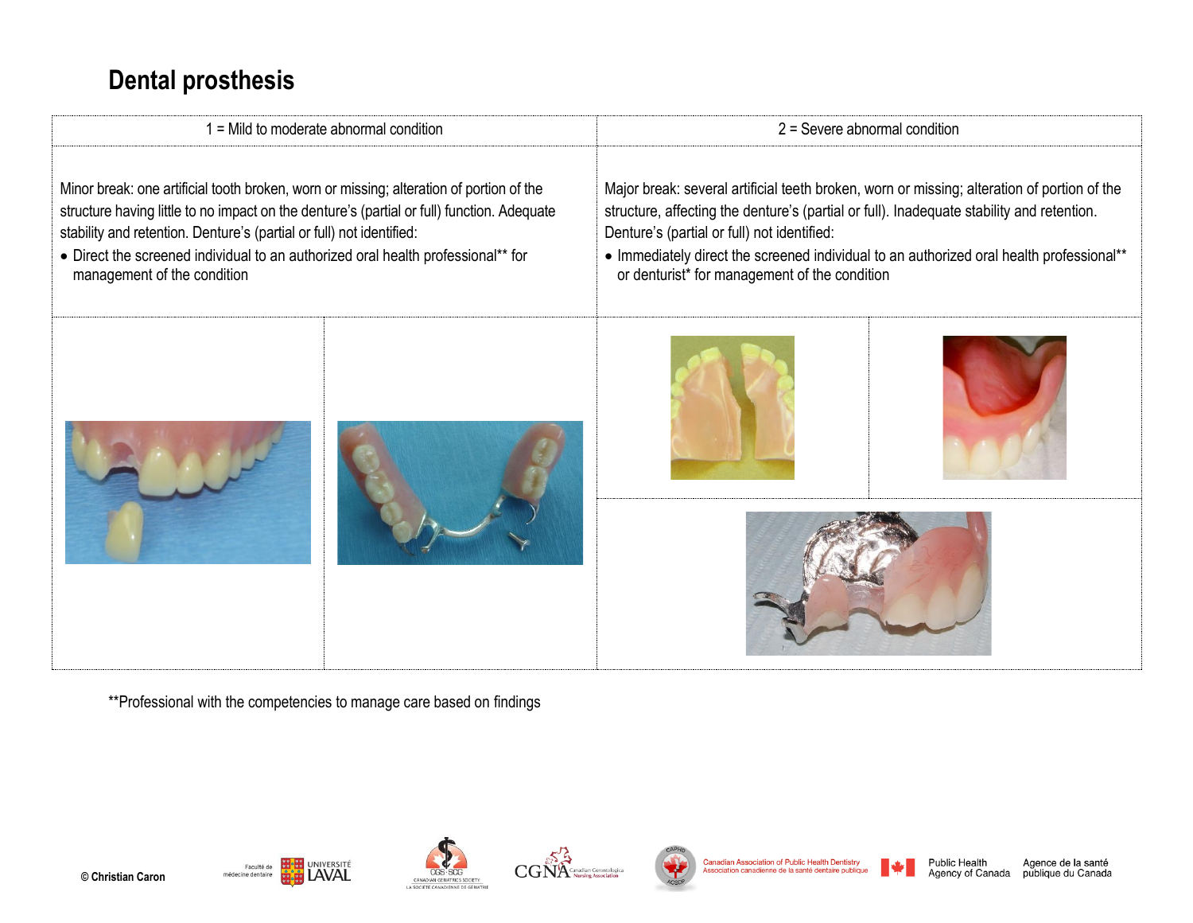# Dental prosthesis

| 1 = Mild to moderate abnormal condition | 2 = Severe abnormal condition |
| --- | --- |
| Minor break: one artificial tooth broken, worn or missing; alteration of portion of the structure having little to no impact on the denture's (partial or full) function. Adequate stability and retention. Denture's (partial or full) not identified:<br>• Direct the screened individual to an authorized oral health professional** for management of the condition | Major break: several artificial teeth broken, worn or missing; alteration of portion of the structure, affecting the denture's (partial or full). Inadequate stability and retention. Denture's (partial or full) not identified:<br>• Immediately direct the screened individual to an authorized oral health professional** or denturist* for management of the condition |

**Professional with the competencies to manage care based on findings

© Christian Caron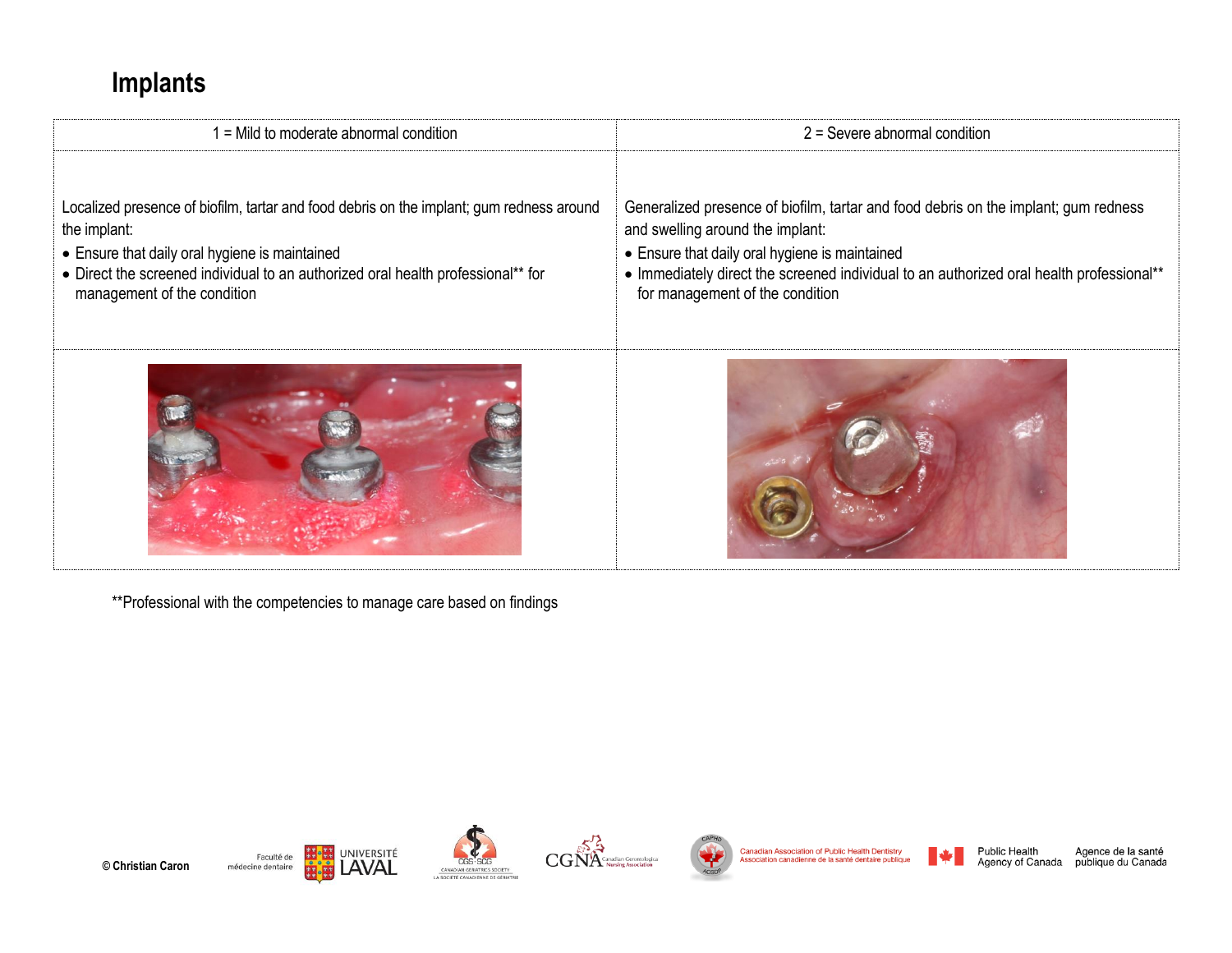# Implants

| 1 = Mild to moderate abnormal condition | 2 = Severe abnormal condition |
| --- | --- |
| Localized presence of biofilm, tartar and food debris on the implant; gum redness around the implant:<br>• Ensure that daily oral hygiene is maintained<br>• Direct the screened individual to an authorized oral health professional** for management of the condition | Generalized presence of biofilm, tartar and food debris on the implant; gum redness and swelling around the implant:<br>• Ensure that daily oral hygiene is maintained<br>• Immediately direct the screened individual to an authorized oral health professional** for management of the condition |

**Professional with the competencies to manage care based on findings

© Christian Caron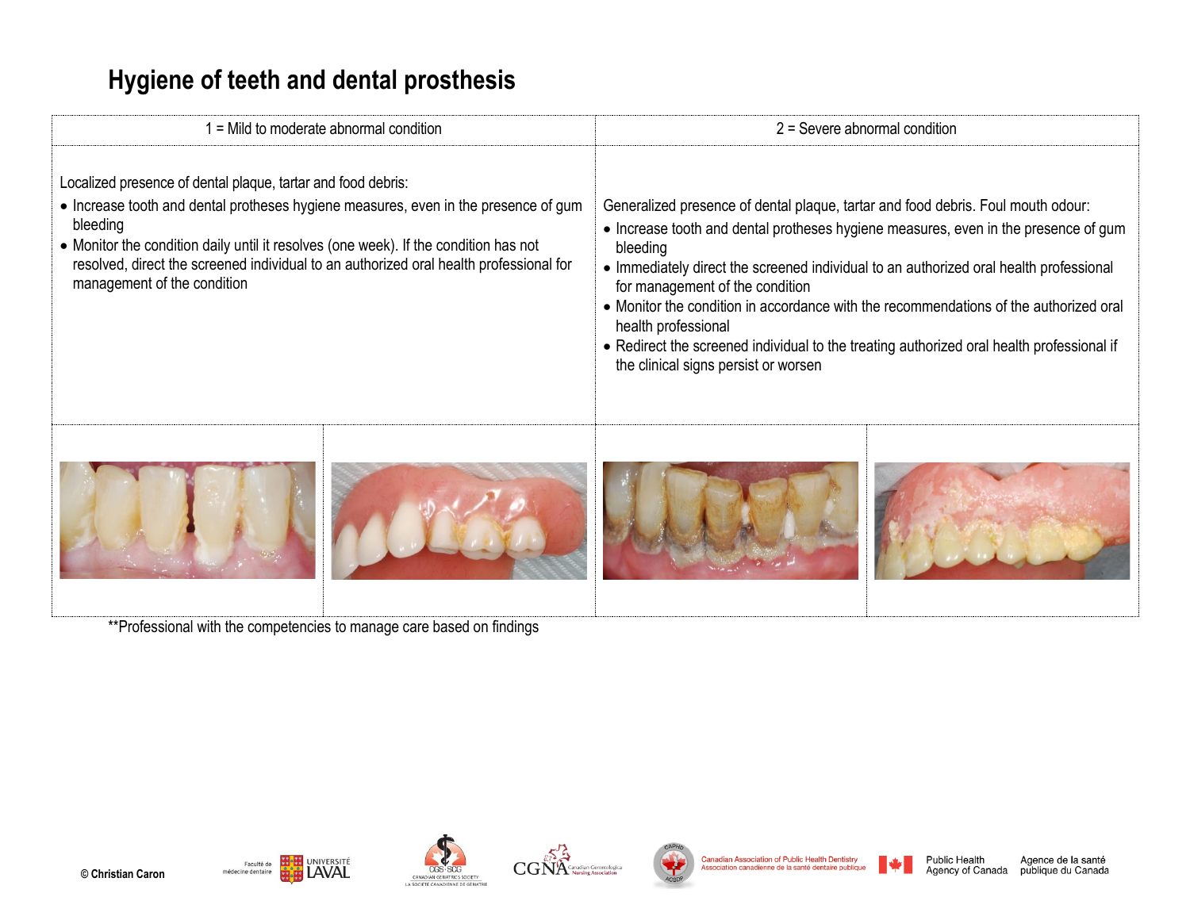# Hygiene of teeth and dental prosthesis

| 1 = Mild to moderate abnormal condition | 2 = Severe abnormal condition |
|---|---|
| Localized presence of dental plaque, tartar and food debris:<br>• Increase tooth and dental protheses hygiene measures, even in the presence of gum bleeding<br>• Monitor the condition daily until it resolves (one week). If the condition has not resolved, direct the screened individual to an authorized oral health professional for management of the condition | Generalized presence of dental plaque, tartar and food debris. Foul mouth odour:<br>• Increase tooth and dental protheses hygiene measures, even in the presence of gum bleeding<br>• Immediately direct the screened individual to an authorized oral health professional for management of the condition<br>• Monitor the condition in accordance with the recommendations of the authorized oral health professional<br>• Redirect the screened individual to the treating authorized oral health professional if the clinical signs persist or worsen |

**Professional with the competencies to manage care based on findings

© Christian Caron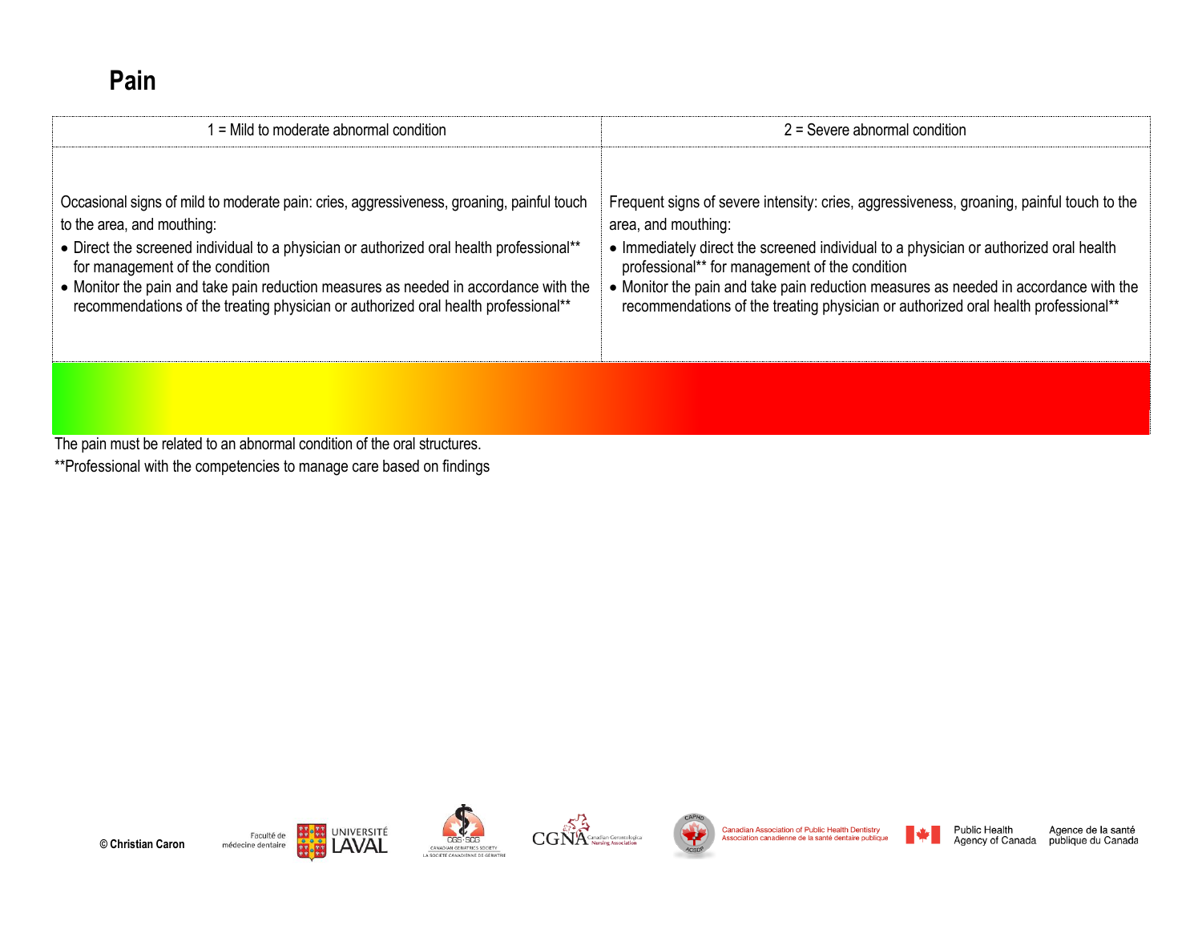# Pain

| 1 = Mild to moderate abnormal condition | 2 = Severe abnormal condition |
| --- | --- |
| Occasional signs of mild to moderate pain: cries, aggressiveness, groaning, painful touch to the area, and mouthing:<br>• Direct the screened individual to a physician or authorized oral health professional** for management of the condition<br>• Monitor the pain and take pain reduction measures as needed in accordance with the recommendations of the treating physician or authorized oral health professional** | Frequent signs of severe intensity: cries, aggressiveness, groaning, painful touch to the area, and mouthing:<br>• Immediately direct the screened individual to a physician or authorized oral health professional** for management of the condition<br>• Monitor the pain and take pain reduction measures as needed in accordance with the recommendations of the treating physician or authorized oral health professional** |

The pain must be related to an abnormal condition of the oral structures.

**Professional with the competencies to manage care based on findings

© Christian Caron

Faculté de médecine dentaire UNIVERSITÉ LAVAL

CGS-SCG CANADIAN GERIATRICS SOCIETY LA SOCIÉTÉ CANADIENNE DE GÉRIATRIE

CGNA Canadian Gerontological Nursing Association

Canadian Association of Public Health Dentistry / Association canadienne de la santé dentaire publique

Public Health Agency of Canada / Agence de la santé publique du Canada